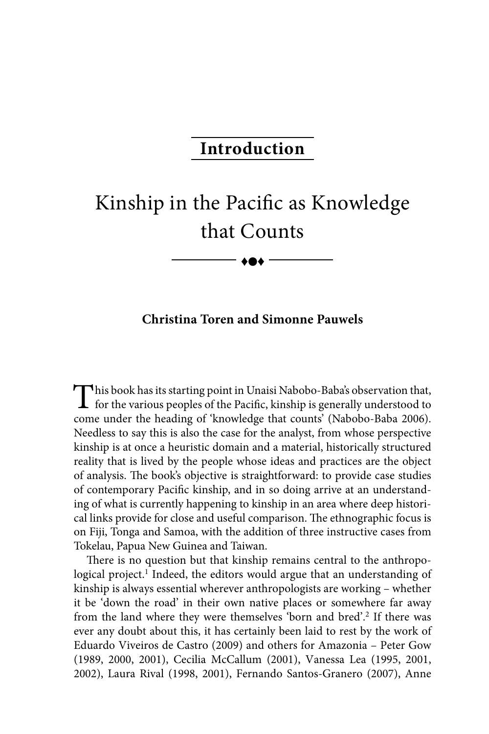# Introduction

# Kinship in the Pacific as Knowledge that Counts

**Christina Toren and Simonne Pauwels**

This book has its starting point in Unaisi Nabobo-Baba's observation that, for the various peoples of the Pacific, kinship is generally understood to come under the heading of 'knowledge that counts' (Nabobo-Baba 2006). Needless to say this is also the case for the analyst, from whose perspective kinship is at once a heuristic domain and a material, historically structured reality that is lived by the people whose ideas and practices are the object of analysis. The book's objective is straightforward: to provide case studies of contemporary Pacific kinship, and in so doing arrive at an understanding of what is currently happening to kinship in an area where deep historical links provide for close and useful comparison. The ethnographic focus is on Fiji, Tonga and Samoa, with the addition of three instructive cases from Tokelau, Papua New Guinea and Taiwan.

There is no question but that kinship remains central to the anthropological project.[1] Indeed, the editors would argue that an understanding of kinship is always essential wherever anthropologists are working – whether it be 'down the road' in their own native places or somewhere far away from the land where they were themselves 'born and bred'.[2] If there was ever any doubt about this, it has certainly been laid to rest by the work of Eduardo Viveiros de Castro (2009) and others for Amazonia – Peter Gow (1989, 2000, 2001), Cecilia McCallum (2001), Vanessa Lea (1995, 2001, 2002), Laura Rival (1998, 2001), Fernando Santos-Granero (2007), Anne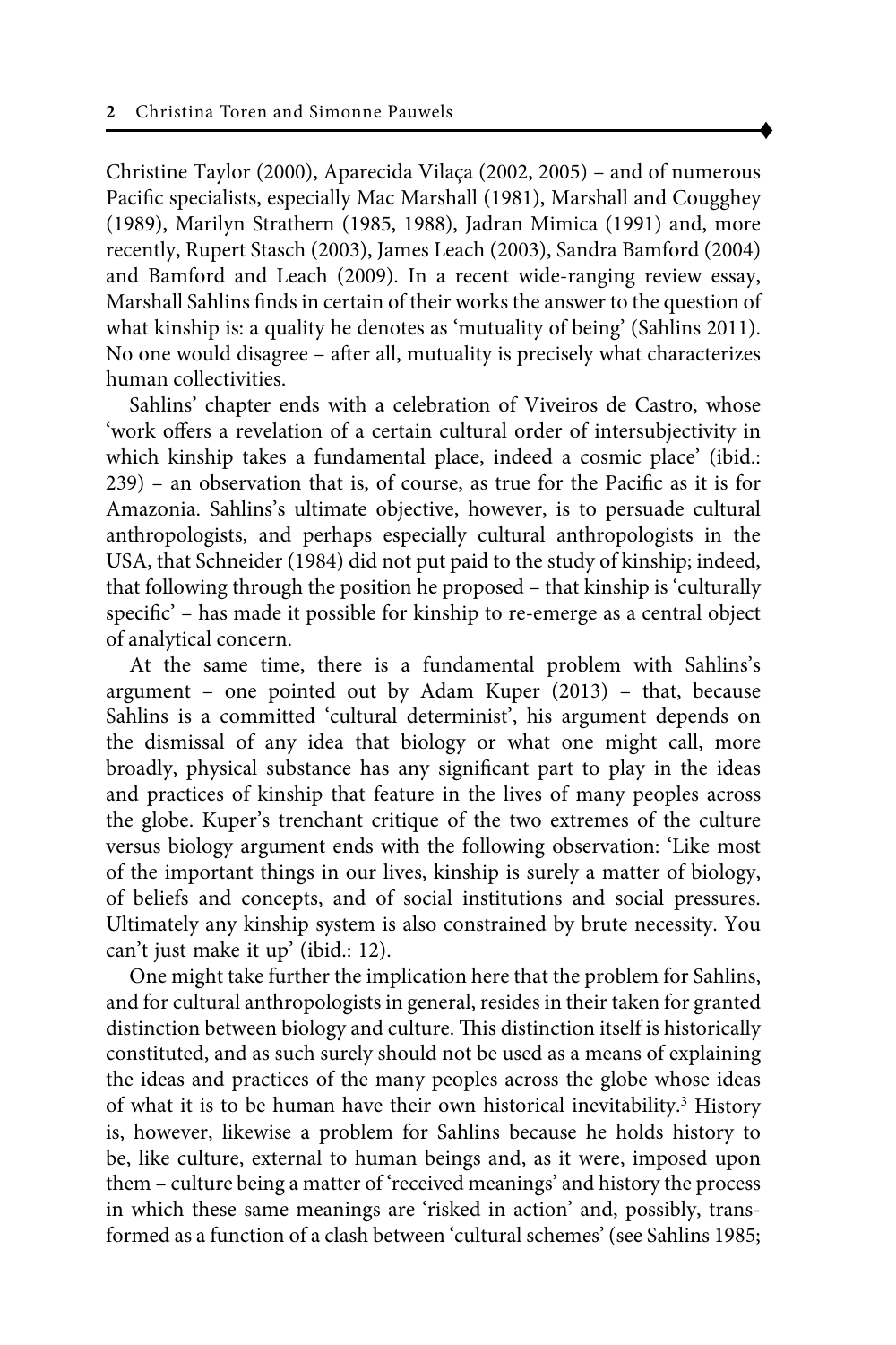Christine Taylor (2000), Aparecida Vilaça (2002, 2005) – and of numerous Pacific specialists, especially Mac Marshall (1981), Marshall and Caughey (1989), Marilyn Strathern (1985, 1988), Jadran Mimica (1991) and, more recently, Rupert Stasch (2003), James Leach (2003), Sandra Bamford (2004) and Bamford and Leach (2009). In a recent wide-ranging review essay, Marshall Sahlins finds in certain of their works the answer to the question of what kinship is: a quality he denotes as 'mutuality of being' (Sahlins 2011). No one would disagree – after all, mutuality is precisely what characterizes human collectivities.

Sahlins' chapter ends with a celebration of Viveiros de Castro, whose 'work offers a revelation of a certain cultural order of intersubjectivity in which kinship takes a fundamental place, indeed a cosmic place' (ibid.: 239) – an observation that is, of course, as true for the Pacific as it is for Amazonia. Sahlins's ultimate objective, however, is to persuade cultural anthropologists, and perhaps especially cultural anthropologists in the USA, that Schneider (1984) did not put paid to the study of kinship; indeed, that following through the position he proposed – that kinship is 'culturally specific' – has made it possible for kinship to re-emerge as a central object of analytical concern.

At the same time, there is a fundamental problem with Sahlins's argument – one pointed out by Adam Kuper (2013) – that, because Sahlins is a committed 'cultural determinist', his argument depends on the dismissal of any idea that biology or what one might call, more broadly, physical substance has any significant part to play in the ideas and practices of kinship that feature in the lives of many peoples across the globe. Kuper's trenchant critique of the two extremes of the culture versus biology argument ends with the following observation: 'Like most of the important things in our lives, kinship is surely a matter of biology, of beliefs and concepts, and of social institutions and social pressures. Ultimately any kinship system is also constrained by brute necessity. You can't just make it up' (ibid.: 12).

One might take further the implication here that the problem for Sahlins, and for cultural anthropologists in general, resides in their taken for granted distinction between biology and culture. This distinction itself is historically constituted, and as such surely should not be used as a means of explaining the ideas and practices of the many peoples across the globe whose ideas of what it is to be human have their own historical inevitability.[3] History is, however, likewise a problem for Sahlins because he holds history to be, like culture, external to human beings and, as it were, imposed upon them – culture being a matter of 'received meanings' and history the process in which these same meanings are 'risked in action' and, possibly, transformed as a function of a clash between 'cultural schemes' (see Sahlins 1985;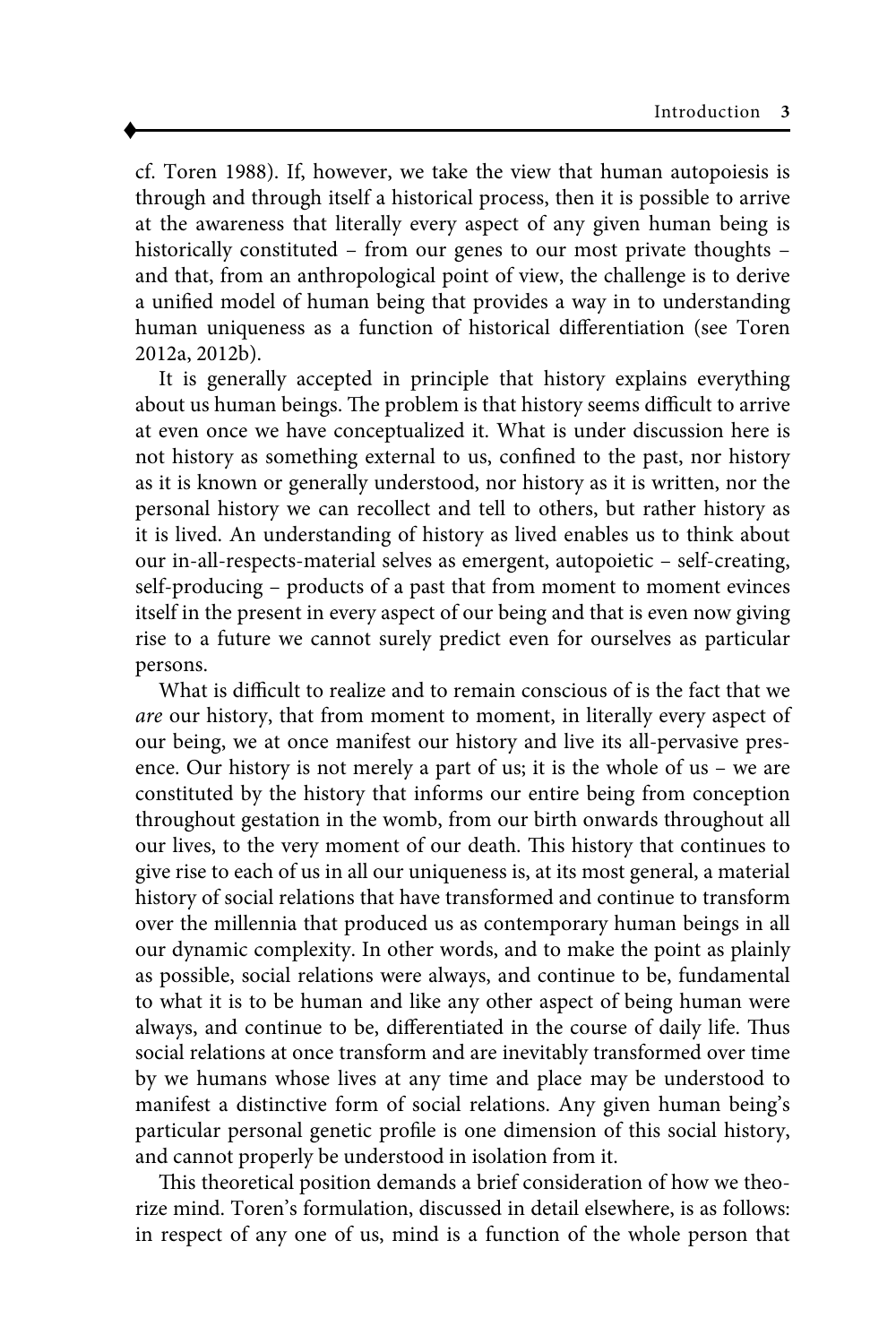cf. Toren 1988). If, however, we take the view that human autopoiesis is through and through itself a historical process, then it is possible to arrive at the awareness that literally every aspect of any given human being is historically constituted – from our genes to our most private thoughts – and that, from an anthropological point of view, the challenge is to derive a unified model of human being that provides a way in to understanding human uniqueness as a function of historical differentiation (see Toren 2012a, 2012b).

It is generally accepted in principle that history explains everything about us human beings. The problem is that history seems difficult to arrive at even once we have conceptualized it. What is under discussion here is not history as something external to us, confined to the past, nor history as it is known or generally understood, nor history as it is written, nor the personal history we can recollect and tell to others, but rather history as it is lived. An understanding of history as lived enables us to think about our in-all-respects-material selves as emergent, autopoietic – self-creating, self-producing – products of a past that from moment to moment evinces itself in the present in every aspect of our being and that is even now giving rise to a future we cannot surely predict even for ourselves as particular persons.

What is difficult to realize and to remain conscious of is the fact that we *are* our history, that from moment to moment, in literally every aspect of our being, we at once manifest our history and live its all-pervasive presence. Our history is not merely a part of us; it is the whole of us – we are constituted by the history that informs our entire being from conception throughout gestation in the womb, from our birth onwards throughout all our lives, to the very moment of our death. This history that continues to give rise to each of us in all our uniqueness is, at its most general, a material history of social relations that have transformed and continue to transform over the millennia that produced us as contemporary human beings in all our dynamic complexity. In other words, and to make the point as plainly as possible, social relations were always, and continue to be, fundamental to what it is to be human and like any other aspect of being human were always, and continue to be, differentiated in the course of daily life. Thus social relations at once transform and are inevitably transformed over time by we humans whose lives at any time and place may be understood to manifest a distinctive form of social relations. Any given human being's particular personal genetic profile is one dimension of this social history, and cannot properly be understood in isolation from it.

This theoretical position demands a brief consideration of how we theorize mind. Toren's formulation, discussed in detail elsewhere, is as follows: in respect of any one of us, mind is a function of the whole person that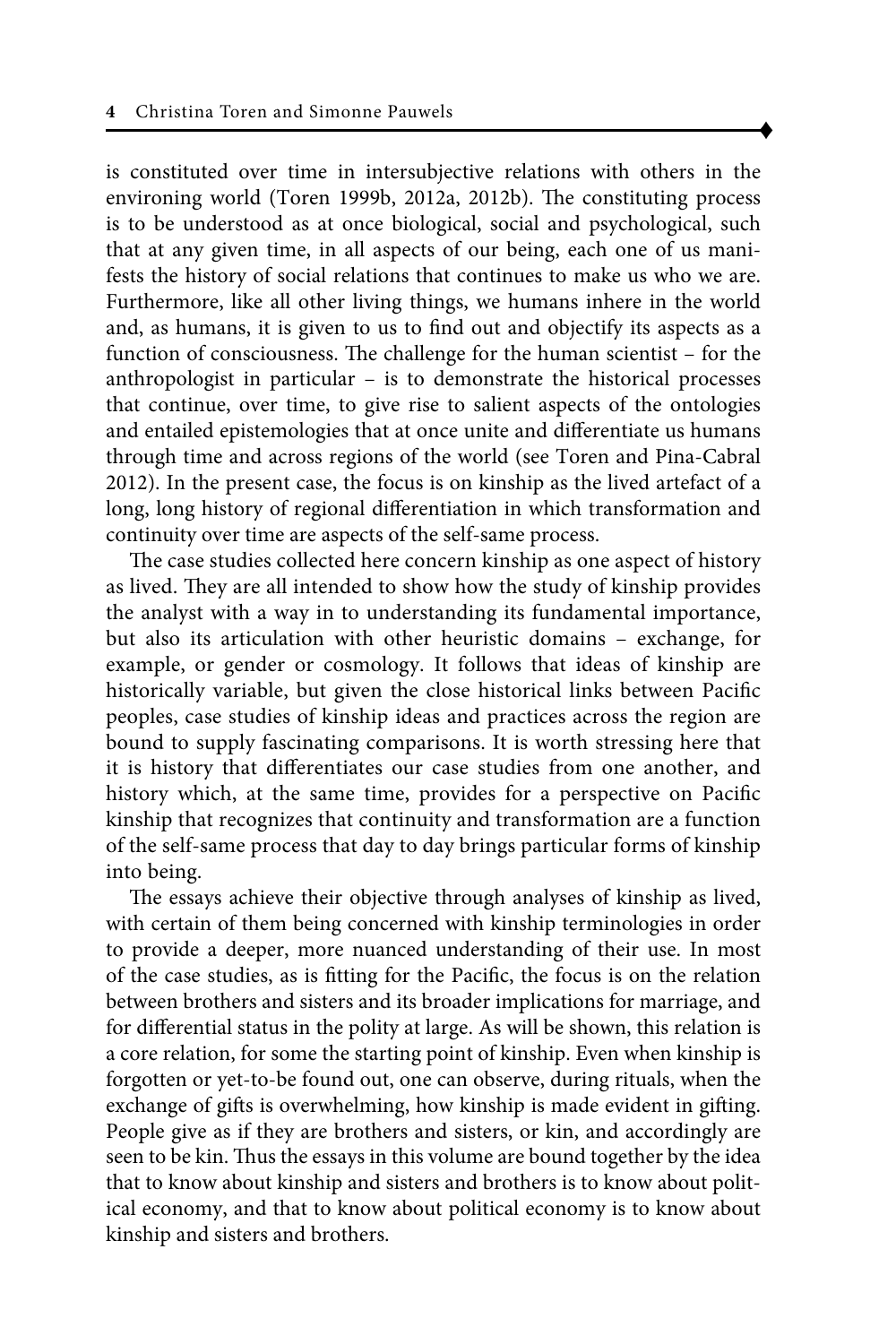is constituted over time in intersubjective relations with others in the environing world (Toren 1999b, 2012a, 2012b). The constituting process is to be understood as at once biological, social and psychological, such that at any given time, in all aspects of our being, each one of us manifests the history of social relations that continues to make us who we are. Furthermore, like all other living things, we humans inhere in the world and, as humans, it is given to us to find out and objectify its aspects as a function of consciousness. The challenge for the human scientist – for the anthropologist in particular – is to demonstrate the historical processes that continue, over time, to give rise to salient aspects of the ontologies and entailed epistemologies that at once unite and differentiate us humans through time and across regions of the world (see Toren and Pina-Cabral 2012). In the present case, the focus is on kinship as the lived artefact of a long, long history of regional differentiation in which transformation and continuity over time are aspects of the self-same process.

The case studies collected here concern kinship as one aspect of history as lived. They are all intended to show how the study of kinship provides the analyst with a way in to understanding its fundamental importance, but also its articulation with other heuristic domains – exchange, for example, or gender or cosmology. It follows that ideas of kinship are historically variable, but given the close historical links between Pacific peoples, case studies of kinship ideas and practices across the region are bound to supply fascinating comparisons. It is worth stressing here that it is history that differentiates our case studies from one another, and history which, at the same time, provides for a perspective on Pacific kinship that recognizes that continuity and transformation are a function of the self-same process that day to day brings particular forms of kinship into being.

The essays achieve their objective through analyses of kinship as lived, with certain of them being concerned with kinship terminologies in order to provide a deeper, more nuanced understanding of their use. In most of the case studies, as is fitting for the Pacific, the focus is on the relation between brothers and sisters and its broader implications for marriage, and for differential status in the polity at large. As will be shown, this relation is a core relation, for some the starting point of kinship. Even when kinship is forgotten or yet-to-be found out, one can observe, during rituals, when the exchange of gifts is overwhelming, how kinship is made evident in gifting. People give as if they are brothers and sisters, or kin, and accordingly are seen to be kin. Thus the essays in this volume are bound together by the idea that to know about kinship and sisters and brothers is to know about political economy, and that to know about political economy is to know about kinship and sisters and brothers.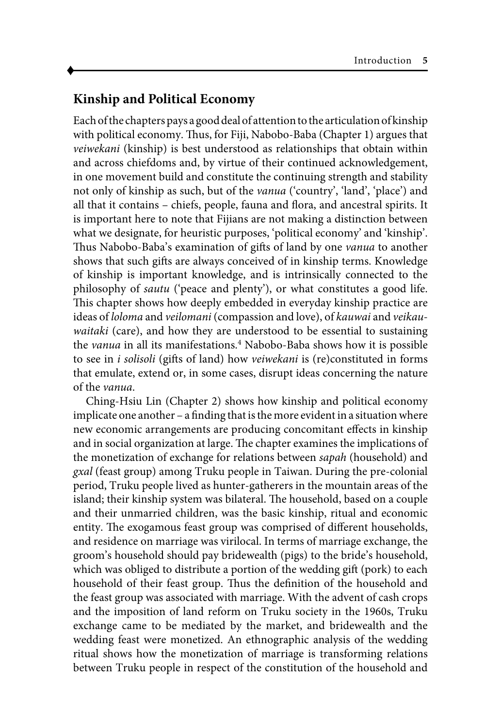## Kinship and Political Economy

Each of the chapters pays a good deal of attention to the articulation of kinship with political economy. Thus, for Fiji, Nabobo-Baba (Chapter 1) argues that *veiwekani* (kinship) is best understood as relationships that obtain within and across chiefdoms and, by virtue of their continued acknowledgement, in one movement build and constitute the continuing strength and stability not only of kinship as such, but of the *vanua* ('country', 'land', 'place') and all that it contains – chiefs, people, fauna and flora, and ancestral spirits. It is important here to note that Fijians are not making a distinction between what we designate, for heuristic purposes, 'political economy' and 'kinship'. Thus Nabobo-Baba's examination of gifts of land by one *vanua* to another shows that such gifts are always conceived of in kinship terms. Knowledge of kinship is important knowledge, and is intrinsically connected to the philosophy of *sautu* ('peace and plenty'), or what constitutes a good life. This chapter shows how deeply embedded in everyday kinship practice are ideas of *loloma* and *veilomani* (compassion and love), of *kauwai* and *veikauwaitaki* (care), and how they are understood to be essential to sustaining the *vanua* in all its manifestations.[4] Nabobo-Baba shows how it is possible to see in *i solisoli* (gifts of land) how *veiwekani* is (re)constituted in forms that emulate, extend or, in some cases, disrupt ideas concerning the nature of the *vanua*.

Ching-Hsiu Lin (Chapter 2) shows how kinship and political economy implicate one another – a finding that is the more evident in a situation where new economic arrangements are producing concomitant effects in kinship and in social organization at large. The chapter examines the implications of the monetization of exchange for relations between *sapah* (household) and *gxal* (feast group) among Truku people in Taiwan. During the pre-colonial period, Truku people lived as hunter-gatherers in the mountain areas of the island; their kinship system was bilateral. The household, based on a couple and their unmarried children, was the basic kinship, ritual and economic entity. The exogamous feast group was comprised of different households, and residence on marriage was virilocal. In terms of marriage exchange, the groom's household should pay bridewealth (pigs) to the bride's household, which was obliged to distribute a portion of the wedding gift (pork) to each household of their feast group. Thus the definition of the household and the feast group was associated with marriage. With the advent of cash crops and the imposition of land reform on Truku society in the 1960s, Truku exchange came to be mediated by the market, and bridewealth and the wedding feast were monetized. An ethnographic analysis of the wedding ritual shows how the monetization of marriage is transforming relations between Truku people in respect of the constitution of the household and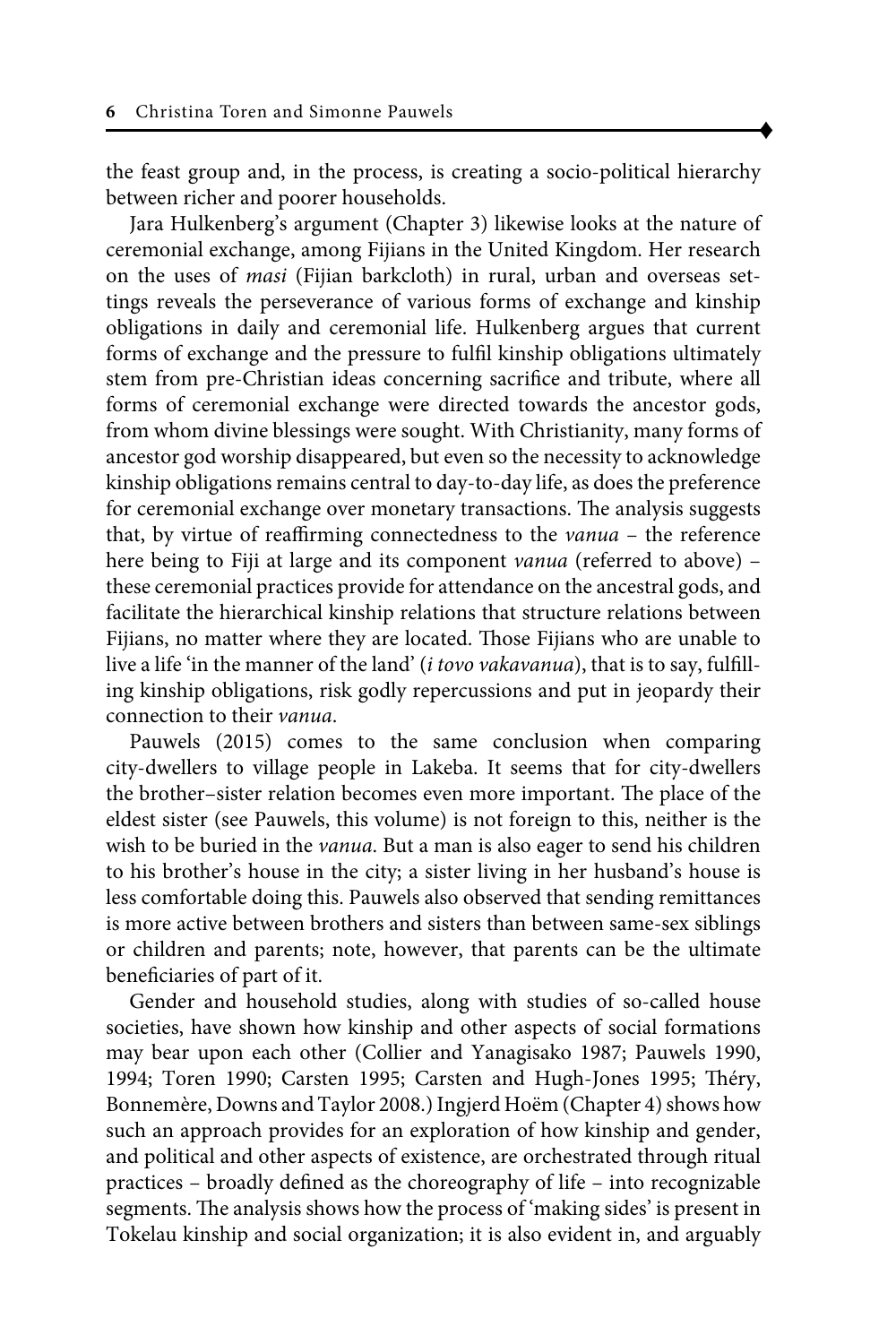the feast group and, in the process, is creating a socio-political hierarchy between richer and poorer households.

Jara Hulkenberg's argument (Chapter 3) likewise looks at the nature of ceremonial exchange, among Fijians in the United Kingdom. Her research on the uses of *masi* (Fijian barkcloth) in rural, urban and overseas settings reveals the perseverance of various forms of exchange and kinship obligations in daily and ceremonial life. Hulkenberg argues that current forms of exchange and the pressure to fulfil kinship obligations ultimately stem from pre-Christian ideas concerning sacrifice and tribute, where all forms of ceremonial exchange were directed towards the ancestor gods, from whom divine blessings were sought. With Christianity, many forms of ancestor god worship disappeared, but even so the necessity to acknowledge kinship obligations remains central to day-to-day life, as does the preference for ceremonial exchange over monetary transactions. The analysis suggests that, by virtue of reaffirming connectedness to the *vanua* – the reference here being to Fiji at large and its component *vanua* (referred to above) – these ceremonial practices provide for attendance on the ancestral gods, and facilitate the hierarchical kinship relations that structure relations between Fijians, no matter where they are located. Those Fijians who are unable to live a life 'in the manner of the land' (*i tovo vakavanua*), that is to say, fulfilling kinship obligations, risk godly repercussions and put in jeopardy their connection to their *vanua*.

Pauwels (2015) comes to the same conclusion when comparing city-dwellers to village people in Lakeba. It seems that for city-dwellers the brother–sister relation becomes even more important. The place of the eldest sister (see Pauwels, this volume) is not foreign to this, neither is the wish to be buried in the *vanua*. But a man is also eager to send his children to his brother's house in the city; a sister living in her husband's house is less comfortable doing this. Pauwels also observed that sending remittances is more active between brothers and sisters than between same-sex siblings or children and parents; note, however, that parents can be the ultimate beneficiaries of part of it.

Gender and household studies, along with studies of so-called house societies, have shown how kinship and other aspects of social formations may bear upon each other (Collier and Yanagisako 1987; Pauwels 1990, 1994; Toren 1990; Carsten 1995; Carsten and Hugh-Jones 1995; Théry, Bonnemère, Downs and Taylor 2008.) Ingjerd Hoëm (Chapter 4) shows how such an approach provides for an exploration of how kinship and gender, and political and other aspects of existence, are orchestrated through ritual practices – broadly defined as the choreography of life – into recognizable segments. The analysis shows how the process of 'making sides' is present in Tokelau kinship and social organization; it is also evident in, and arguably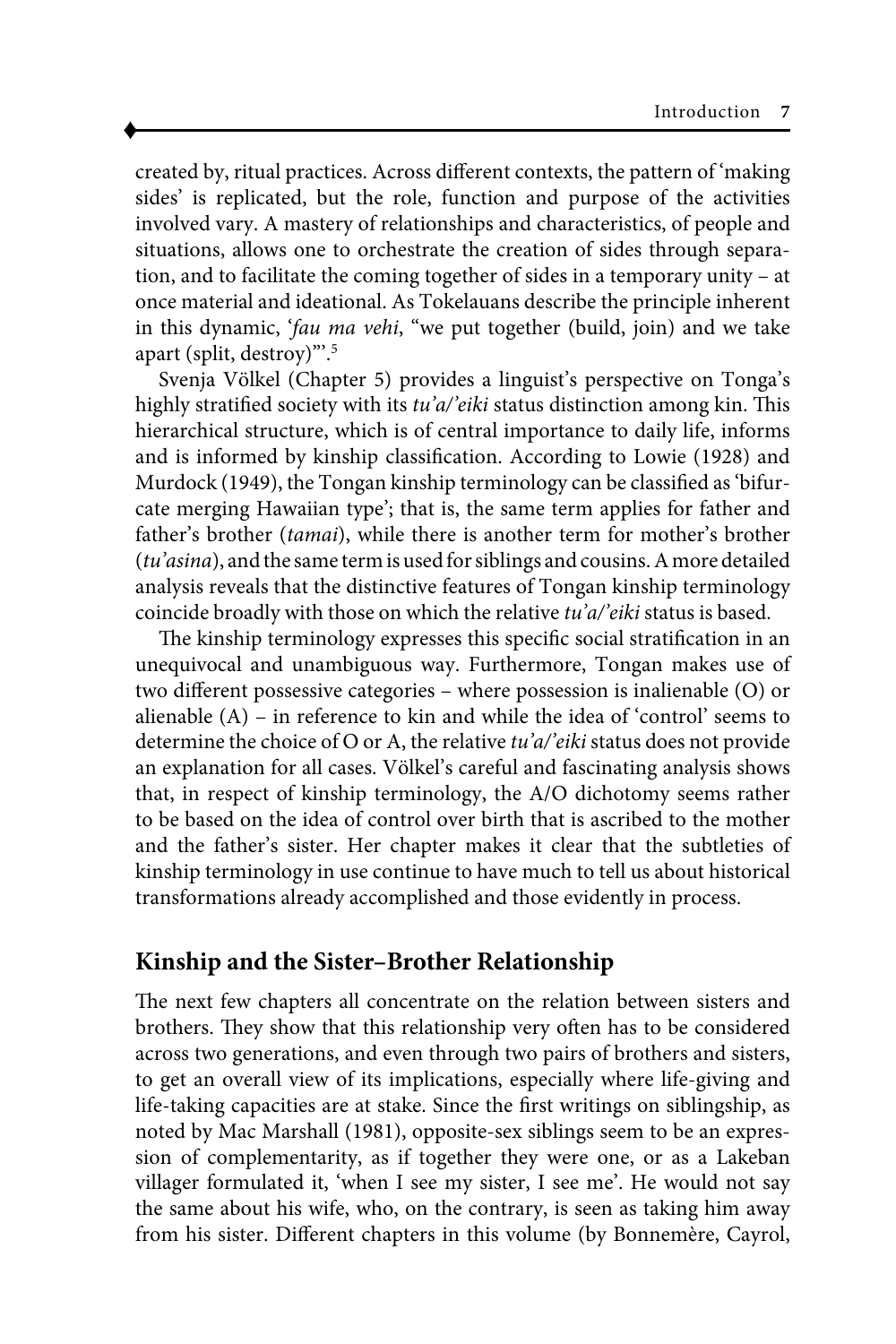created by, ritual practices. Across different contexts, the pattern of 'making sides' is replicated, but the role, function and purpose of the activities involved vary. A mastery of relationships and characteristics, of people and situations, allows one to orchestrate the creation of sides through separation, and to facilitate the coming together of sides in a temporary unity – at once material and ideational. As Tokelauans describe the principle inherent in this dynamic, '*fau ma vehi*, "we put together (build, join) and we take apart (split, destroy)"'.[5]

Svenja Völkel (Chapter 5) provides a linguist's perspective on Tonga's highly stratified society with its *tu'a/'eiki* status distinction among kin. This hierarchical structure, which is of central importance to daily life, informs and is informed by kinship classification. According to Lowie (1928) and Murdock (1949), the Tongan kinship terminology can be classified as 'bifurcate merging Hawaiian type'; that is, the same term applies for father and father's brother (*tamai*), while there is another term for mother's brother (*tu'asina*), and the same term is used for siblings and cousins. A more detailed analysis reveals that the distinctive features of Tongan kinship terminology coincide broadly with those on which the relative *tu'a/'eiki* status is based.

The kinship terminology expresses this specific social stratification in an unequivocal and unambiguous way. Furthermore, Tongan makes use of two different possessive categories – where possession is inalienable (O) or alienable (A) – in reference to kin and while the idea of 'control' seems to determine the choice of O or A, the relative *tu'a/'eiki* status does not provide an explanation for all cases. Völkel's careful and fascinating analysis shows that, in respect of kinship terminology, the A/O dichotomy seems rather to be based on the idea of control over birth that is ascribed to the mother and the father's sister. Her chapter makes it clear that the subtleties of kinship terminology in use continue to have much to tell us about historical transformations already accomplished and those evidently in process.

## Kinship and the Sister–Brother Relationship

The next few chapters all concentrate on the relation between sisters and brothers. They show that this relationship very often has to be considered across two generations, and even through two pairs of brothers and sisters, to get an overall view of its implications, especially where life-giving and life-taking capacities are at stake. Since the first writings on siblingship, as noted by Mac Marshall (1981), opposite-sex siblings seem to be an expression of complementarity, as if together they were one, or as a Lakeban villager formulated it, 'when I see my sister, I see me'. He would not say the same about his wife, who, on the contrary, is seen as taking him away from his sister. Different chapters in this volume (by Bonnemère, Cayrol,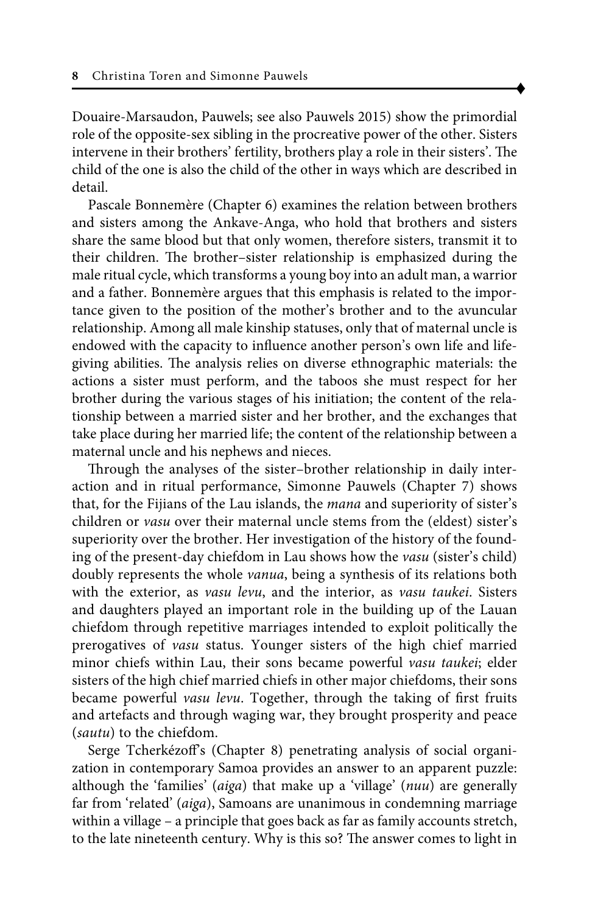Douaire-Marsaudon, Pauwels; see also Pauwels 2015) show the primordial role of the opposite-sex sibling in the procreative power of the other. Sisters intervene in their brothers' fertility, brothers play a role in their sisters'. The child of the one is also the child of the other in ways which are described in detail.

Pascale Bonnemère (Chapter 6) examines the relation between brothers and sisters among the Ankave-Anga, who hold that brothers and sisters share the same blood but that only women, therefore sisters, transmit it to their children. The brother–sister relationship is emphasized during the male ritual cycle, which transforms a young boy into an adult man, a warrior and a father. Bonnemère argues that this emphasis is related to the importance given to the position of the mother's brother and to the avuncular relationship. Among all male kinship statuses, only that of maternal uncle is endowed with the capacity to influence another person's own life and life-giving abilities. The analysis relies on diverse ethnographic materials: the actions a sister must perform, and the taboos she must respect for her brother during the various stages of his initiation; the content of the relationship between a married sister and her brother, and the exchanges that take place during her married life; the content of the relationship between a maternal uncle and his nephews and nieces.

Through the analyses of the sister–brother relationship in daily interaction and in ritual performance, Simonne Pauwels (Chapter 7) shows that, for the Fijians of the Lau islands, the *mana* and superiority of sister's children or *vasu* over their maternal uncle stems from the (eldest) sister's superiority over the brother. Her investigation of the history of the founding of the present-day chiefdom in Lau shows how the *vasu* (sister's child) doubly represents the whole *vanua*, being a synthesis of its relations both with the exterior, as *vasu levu*, and the interior, as *vasu taukei*. Sisters and daughters played an important role in the building up of the Lauan chiefdom through repetitive marriages intended to exploit politically the prerogatives of *vasu* status. Younger sisters of the high chief married minor chiefs within Lau, their sons became powerful *vasu taukei*; elder sisters of the high chief married chiefs in other major chiefdoms, their sons became powerful *vasu levu*. Together, through the taking of first fruits and artefacts and through waging war, they brought prosperity and peace (*sautu*) to the chiefdom.

Serge Tcherkézoff's (Chapter 8) penetrating analysis of social organization in contemporary Samoa provides an answer to an apparent puzzle: although the 'families' (*aiga*) that make up a 'village' (*nuu*) are generally far from 'related' (*aiga*), Samoans are unanimous in condemning marriage within a village – a principle that goes back as far as family accounts stretch, to the late nineteenth century. Why is this so? The answer comes to light in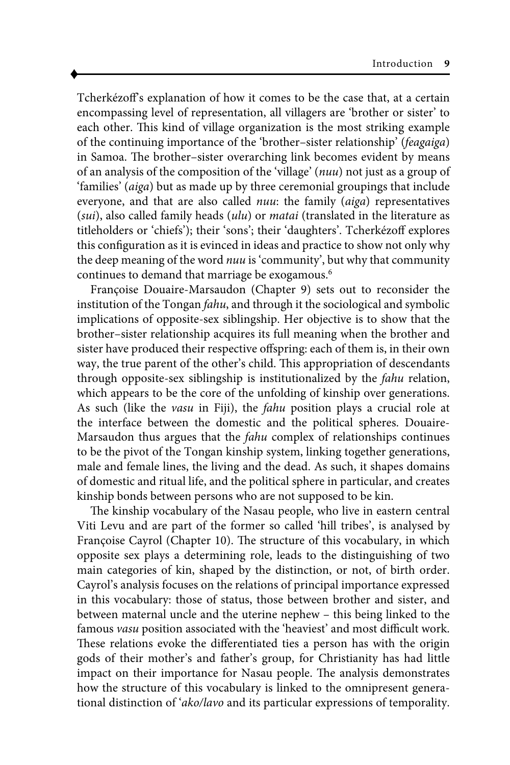Tcherkézoff's explanation of how it comes to be the case that, at a certain encompassing level of representation, all villagers are 'brother or sister' to each other. This kind of village organization is the most striking example of the continuing importance of the 'brother–sister relationship' (*feagaiga*) in Samoa. The brother–sister overarching link becomes evident by means of an analysis of the composition of the 'village' (*nuu*) not just as a group of 'families' (*aiga*) but as made up by three ceremonial groupings that include everyone, and that are also called *nuu*: the family (*aiga*) representatives (*sui*), also called family heads (*ulu*) or *matai* (translated in the literature as titleholders or 'chiefs'); their 'sons'; their 'daughters'. Tcherkézoff explores this configuration as it is evinced in ideas and practice to show not only why the deep meaning of the word *nuu* is 'community', but why that community continues to demand that marriage be exogamous.[6]

Françoise Douaire-Marsaudon (Chapter 9) sets out to reconsider the institution of the Tongan *fahu*, and through it the sociological and symbolic implications of opposite-sex siblingship. Her objective is to show that the brother–sister relationship acquires its full meaning when the brother and sister have produced their respective offspring: each of them is, in their own way, the true parent of the other's child. This appropriation of descendants through opposite-sex siblingship is institutionalized by the *fahu* relation, which appears to be the core of the unfolding of kinship over generations. As such (like the *vasu* in Fiji), the *fahu* position plays a crucial role at the interface between the domestic and the political spheres. Douaire-Marsaudon thus argues that the *fahu* complex of relationships continues to be the pivot of the Tongan kinship system, linking together generations, male and female lines, the living and the dead. As such, it shapes domains of domestic and ritual life, and the political sphere in particular, and creates kinship bonds between persons who are not supposed to be kin.

The kinship vocabulary of the Nasau people, who live in eastern central Viti Levu and are part of the former so called 'hill tribes', is analysed by Françoise Cayrol (Chapter 10). The structure of this vocabulary, in which opposite sex plays a determining role, leads to the distinguishing of two main categories of kin, shaped by the distinction, or not, of birth order. Cayrol's analysis focuses on the relations of principal importance expressed in this vocabulary: those of status, those between brother and sister, and between maternal uncle and the uterine nephew – this being linked to the famous *vasu* position associated with the 'heaviest' and most difficult work. These relations evoke the differentiated ties a person has with the origin gods of their mother's and father's group, for Christianity has had little impact on their importance for Nasau people. The analysis demonstrates how the structure of this vocabulary is linked to the omnipresent generational distinction of '*ako/lavo* and its particular expressions of temporality.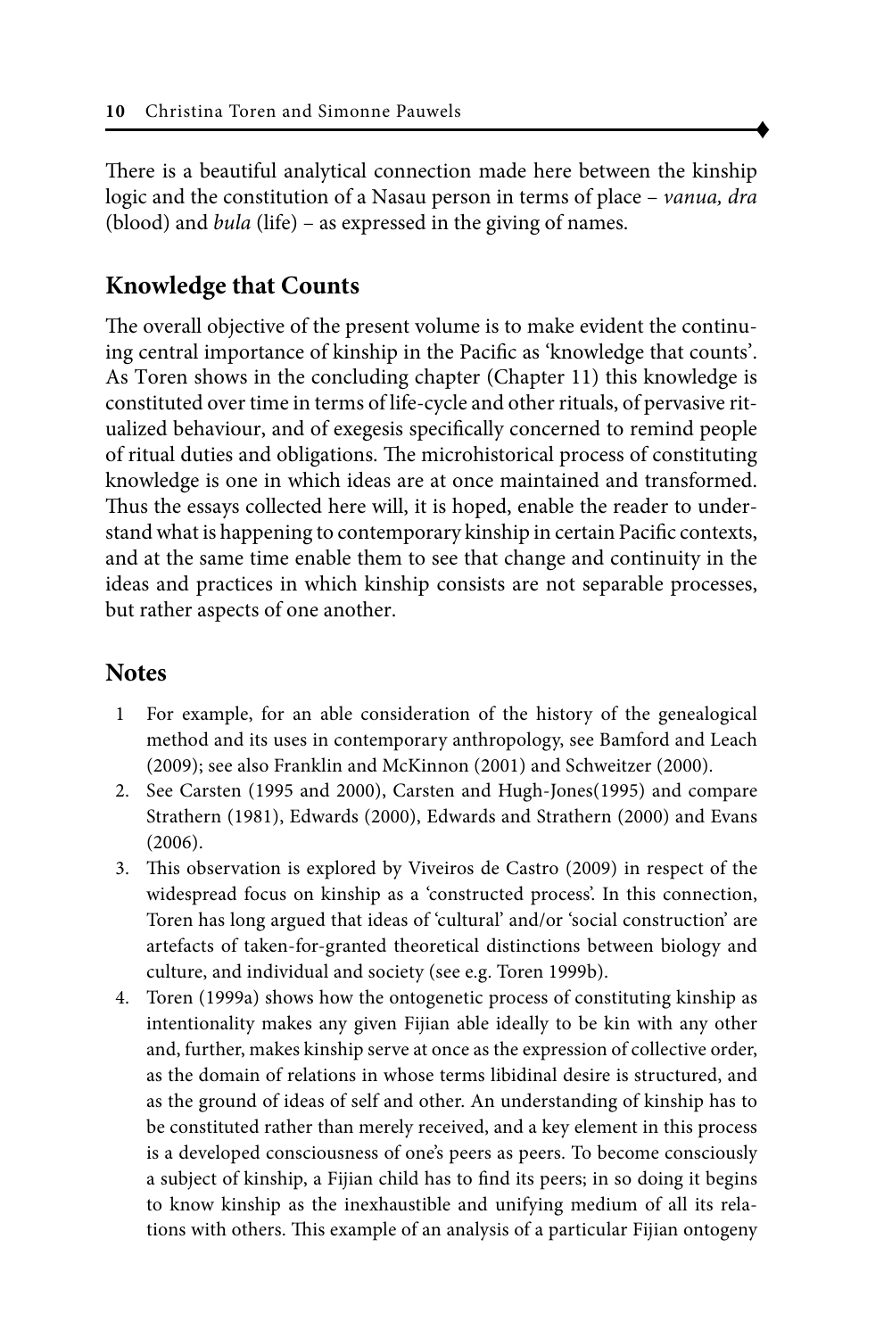There is a beautiful analytical connection made here between the kinship logic and the constitution of a Nasau person in terms of place – *vanua, dra* (blood) and *bula* (life) – as expressed in the giving of names.

## Knowledge that Counts

The overall objective of the present volume is to make evident the continuing central importance of kinship in the Pacific as 'knowledge that counts'. As Toren shows in the concluding chapter (Chapter 11) this knowledge is constituted over time in terms of life-cycle and other rituals, of pervasive ritualized behaviour, and of exegesis specifically concerned to remind people of ritual duties and obligations. The microhistorical process of constituting knowledge is one in which ideas are at once maintained and transformed. Thus the essays collected here will, it is hoped, enable the reader to understand what is happening to contemporary kinship in certain Pacific contexts, and at the same time enable them to see that change and continuity in the ideas and practices in which kinship consists are not separable processes, but rather aspects of one another.

## Notes

1 For example, for an able consideration of the history of the genealogical method and its uses in contemporary anthropology, see Bamford and Leach (2009); see also Franklin and McKinnon (2001) and Schweitzer (2000).

2. See Carsten (1995 and 2000), Carsten and Hugh-Jones(1995) and compare Strathern (1981), Edwards (2000), Edwards and Strathern (2000) and Evans (2006).

3. This observation is explored by Viveiros de Castro (2009) in respect of the widespread focus on kinship as a 'constructed process'. In this connection, Toren has long argued that ideas of 'cultural' and/or 'social construction' are artefacts of taken-for-granted theoretical distinctions between biology and culture, and individual and society (see e.g. Toren 1999b).

4. Toren (1999a) shows how the ontogenetic process of constituting kinship as intentionality makes any given Fijian able ideally to be kin with any other and, further, makes kinship serve at once as the expression of collective order, as the domain of relations in whose terms libidinal desire is structured, and as the ground of ideas of self and other. An understanding of kinship has to be constituted rather than merely received, and a key element in this process is a developed consciousness of one's peers as peers. To become consciously a subject of kinship, a Fijian child has to find its peers; in so doing it begins to know kinship as the inexhaustible and unifying medium of all its relations with others. This example of an analysis of a particular Fijian ontogeny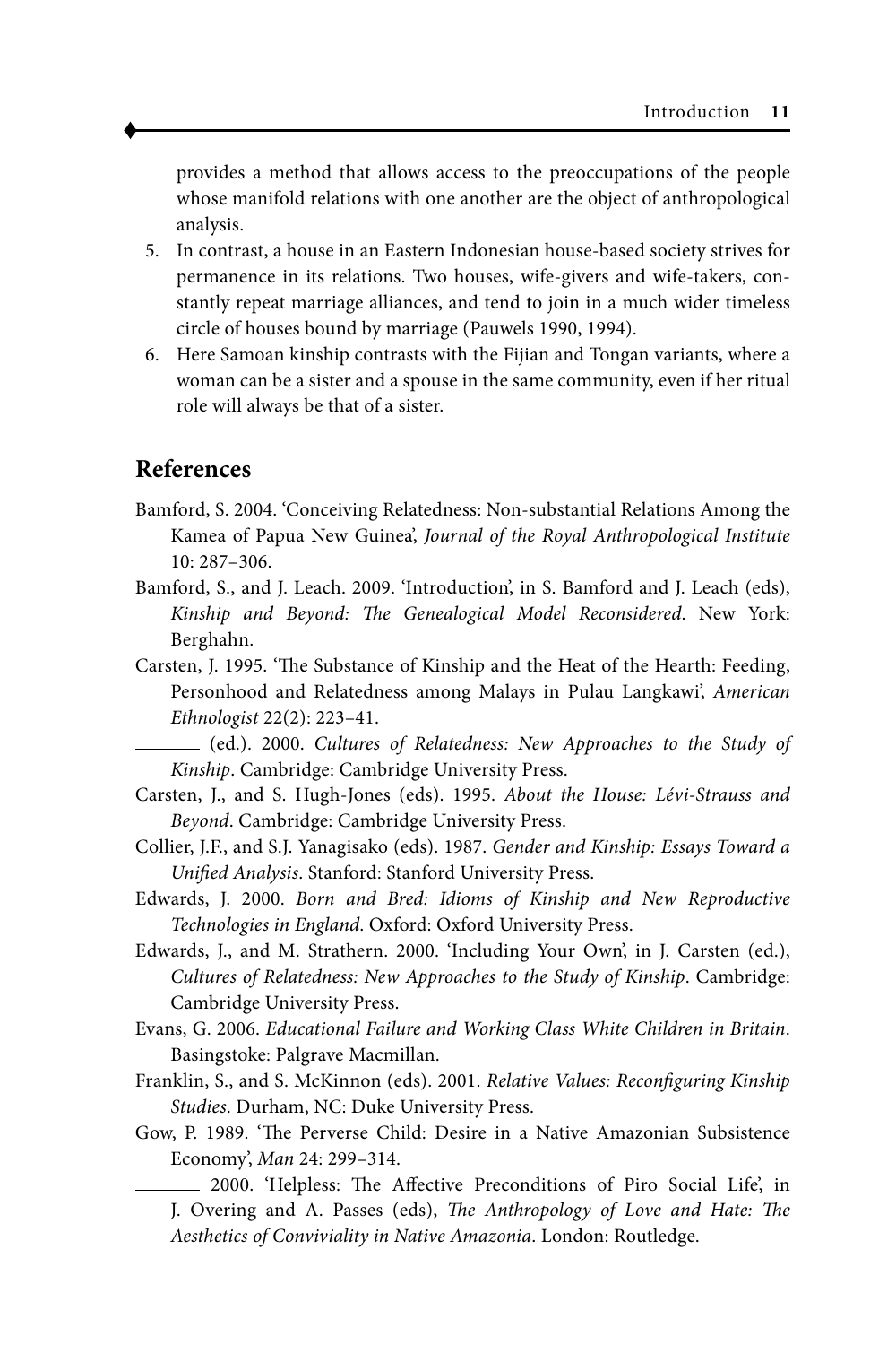provides a method that allows access to the preoccupations of the people whose manifold relations with one another are the object of anthropological analysis.

5. In contrast, a house in an Eastern Indonesian house-based society strives for permanence in its relations. Two houses, wife-givers and wife-takers, constantly repeat marriage alliances, and tend to join in a much wider timeless circle of houses bound by marriage (Pauwels 1990, 1994).
6. Here Samoan kinship contrasts with the Fijian and Tongan variants, where a woman can be a sister and a spouse in the same community, even if her ritual role will always be that of a sister.

## References

Bamford, S. 2004. 'Conceiving Relatedness: Non-substantial Relations Among the Kamea of Papua New Guinea', *Journal of the Royal Anthropological Institute* 10: 287–306.

Bamford, S., and J. Leach. 2009. 'Introduction', in S. Bamford and J. Leach (eds), *Kinship and Beyond: The Genealogical Model Reconsidered*. New York: Berghahn.

Carsten, J. 1995. 'The Substance of Kinship and the Heat of the Hearth: Feeding, Personhood and Relatedness among Malays in Pulau Langkawi', *American Ethnologist* 22(2): 223–41.

——— (ed.). 2000. *Cultures of Relatedness: New Approaches to the Study of Kinship*. Cambridge: Cambridge University Press.

Carsten, J., and S. Hugh-Jones (eds). 1995. *About the House: Lévi-Strauss and Beyond*. Cambridge: Cambridge University Press.

Collier, J.F., and S.J. Yanagisako (eds). 1987. *Gender and Kinship: Essays Toward a Unified Analysis*. Stanford: Stanford University Press.

Edwards, J. 2000. *Born and Bred: Idioms of Kinship and New Reproductive Technologies in England*. Oxford: Oxford University Press.

Edwards, J., and M. Strathern. 2000. 'Including Your Own', in J. Carsten (ed.), *Cultures of Relatedness: New Approaches to the Study of Kinship*. Cambridge: Cambridge University Press.

Evans, G. 2006. *Educational Failure and Working Class White Children in Britain*. Basingstoke: Palgrave Macmillan.

Franklin, S., and S. McKinnon (eds). 2001. *Relative Values: Reconfiguring Kinship Studies*. Durham, NC: Duke University Press.

Gow, P. 1989. 'The Perverse Child: Desire in a Native Amazonian Subsistence Economy', *Man* 24: 299–314.

——— 2000. 'Helpless: The Affective Preconditions of Piro Social Life', in J. Overing and A. Passes (eds), *The Anthropology of Love and Hate: The Aesthetics of Conviviality in Native Amazonia*. London: Routledge.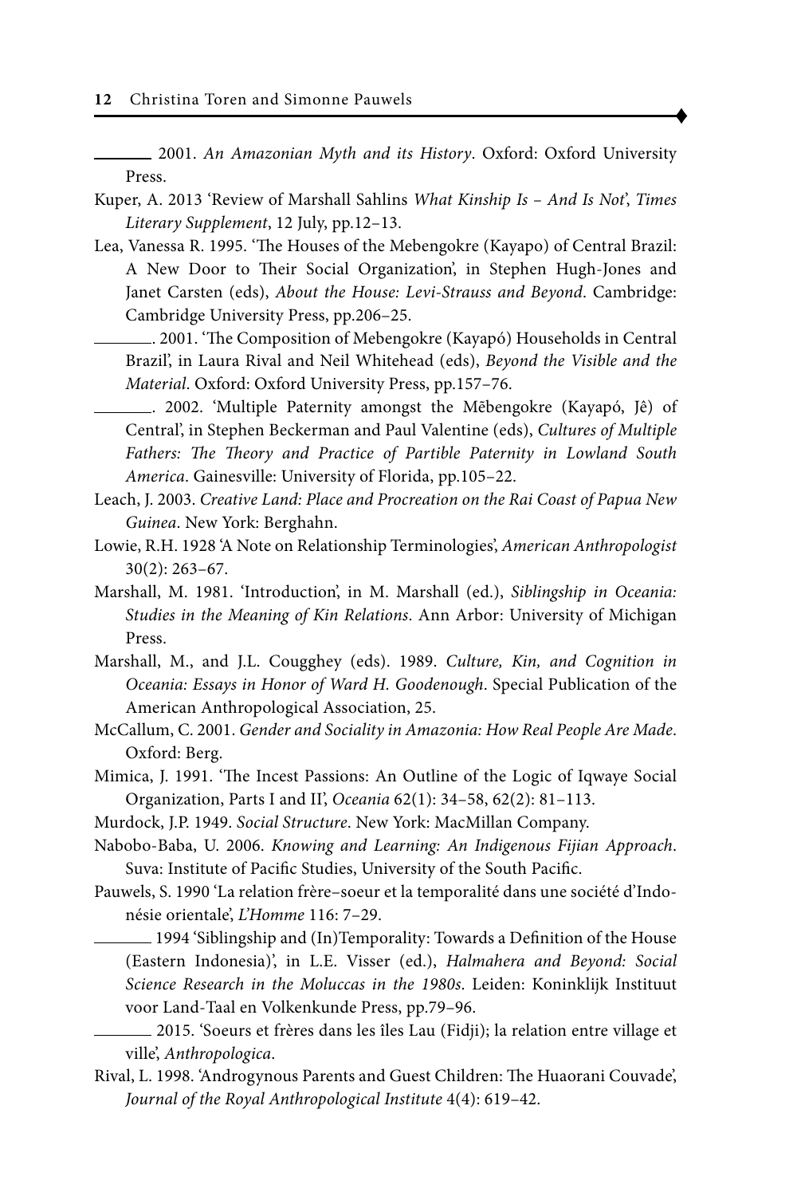——— 2001. *An Amazonian Myth and its History*. Oxford: Oxford University Press.

Kuper, A. 2013 'Review of Marshall Sahlins *What Kinship Is – And Is Not*', *Times Literary Supplement*, 12 July, pp.12–13.

Lea, Vanessa R. 1995. 'The Houses of the Mebengokre (Kayapo) of Central Brazil: A New Door to Their Social Organization', in Stephen Hugh-Jones and Janet Carsten (eds), *About the House: Levi-Strauss and Beyond*. Cambridge: Cambridge University Press, pp.206–25.

———. 2001. 'The Composition of Mebengokre (Kayapó) Households in Central Brazil', in Laura Rival and Neil Whitehead (eds), *Beyond the Visible and the Material*. Oxford: Oxford University Press, pp.157–76.

———. 2002. 'Multiple Paternity amongst the Mẽbengokre (Kayapó, Jê) of Central', in Stephen Beckerman and Paul Valentine (eds), *Cultures of Multiple Fathers: The Theory and Practice of Partible Paternity in Lowland South America*. Gainesville: University of Florida, pp.105–22.

Leach, J. 2003. *Creative Land: Place and Procreation on the Rai Coast of Papua New Guinea*. New York: Berghahn.

Lowie, R.H. 1928 'A Note on Relationship Terminologies', *American Anthropologist* 30(2): 263–67.

Marshall, M. 1981. 'Introduction', in M. Marshall (ed.), *Siblingship in Oceania: Studies in the Meaning of Kin Relations*. Ann Arbor: University of Michigan Press.

Marshall, M., and J.L. Cougghey (eds). 1989. *Culture, Kin, and Cognition in Oceania: Essays in Honor of Ward H. Goodenough*. Special Publication of the American Anthropological Association, 25.

McCallum, C. 2001. *Gender and Sociality in Amazonia: How Real People Are Made*. Oxford: Berg.

Mimica, J. 1991. 'The Incest Passions: An Outline of the Logic of Iqwaye Social Organization, Parts I and II', *Oceania* 62(1): 34–58, 62(2): 81–113.

Murdock, J.P. 1949. *Social Structure*. New York: MacMillan Company.

Nabobo-Baba, U. 2006. *Knowing and Learning: An Indigenous Fijian Approach*. Suva: Institute of Pacific Studies, University of the South Pacific.

Pauwels, S. 1990 'La relation frère–soeur et la temporalité dans une société d'Indonésie orientale', *L'Homme* 116: 7–29.

——— 1994 'Siblingship and (In)Temporality: Towards a Definition of the House (Eastern Indonesia)', in L.E. Visser (ed.), *Halmahera and Beyond: Social Science Research in the Moluccas in the 1980s*. Leiden: Koninklijk Instituut voor Land-Taal en Volkenkunde Press, pp.79–96.

——— 2015. 'Soeurs et frères dans les îles Lau (Fidji); la relation entre village et ville', *Anthropologica*.

Rival, L. 1998. 'Androgynous Parents and Guest Children: The Huaorani Couvade', *Journal of the Royal Anthropological Institute* 4(4): 619–42.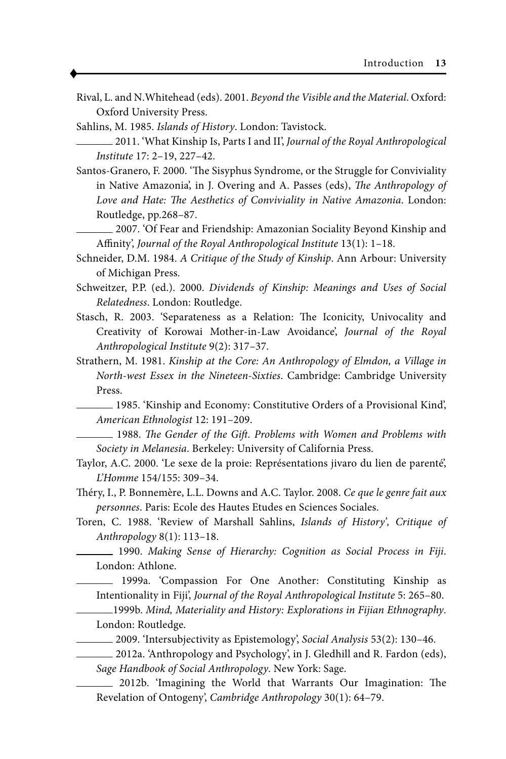Rival, L. and N.Whitehead (eds). 2001. *Beyond the Visible and the Material*. Oxford: Oxford University Press.

Sahlins, M. 1985. *Islands of History*. London: Tavistock.

——— 2011. 'What Kinship Is, Parts I and II', *Journal of the Royal Anthropological Institute* 17: 2–19, 227–42.

Santos-Granero, F. 2000. 'The Sisyphus Syndrome, or the Struggle for Conviviality in Native Amazonia', in J. Overing and A. Passes (eds), *The Anthropology of Love and Hate: The Aesthetics of Conviviality in Native Amazonia*. London: Routledge, pp.268–87.

——— 2007. 'Of Fear and Friendship: Amazonian Sociality Beyond Kinship and Affinity', *Journal of the Royal Anthropological Institute* 13(1): 1–18.

Schneider, D.M. 1984. *A Critique of the Study of Kinship*. Ann Arbour: University of Michigan Press.

Schweitzer, P.P. (ed.). 2000. *Dividends of Kinship: Meanings and Uses of Social Relatedness*. London: Routledge.

Stasch, R. 2003. 'Separateness as a Relation: The Iconicity, Univocality and Creativity of Korowai Mother-in-Law Avoidance', *Journal of the Royal Anthropological Institute* 9(2): 317–37.

Strathern, M. 1981. *Kinship at the Core: An Anthropology of Elmdon, a Village in North-west Essex in the Nineteen-Sixties*. Cambridge: Cambridge University Press.

——— 1985. 'Kinship and Economy: Constitutive Orders of a Provisional Kind', *American Ethnologist* 12: 191–209.

——— 1988. *The Gender of the Gift. Problems with Women and Problems with Society in Melanesia*. Berkeley: University of California Press.

Taylor, A.C. 2000. 'Le sexe de la proie: Représentations jivaro du lien de parenté', *L'Homme* 154/155: 309–34.

Théry, I., P. Bonnemère, L.L. Downs and A.C. Taylor. 2008. *Ce que le genre fait aux personnes*. Paris: Ecole des Hautes Etudes en Sciences Sociales.

Toren, C. 1988. 'Review of Marshall Sahlins, *Islands of History*', *Critique of Anthropology* 8(1): 113–18.

——— 1990. *Making Sense of Hierarchy: Cognition as Social Process in Fiji*. London: Athlone.

——— 1999a. 'Compassion For One Another: Constituting Kinship as Intentionality in Fiji', *Journal of the Royal Anthropological Institute* 5: 265–80.

——— 1999b. *Mind, Materiality and History: Explorations in Fijian Ethnography*. London: Routledge.

——— 2009. 'Intersubjectivity as Epistemology', *Social Analysis* 53(2): 130–46.

——— 2012a. 'Anthropology and Psychology', in J. Gledhill and R. Fardon (eds), *Sage Handbook of Social Anthropology*. New York: Sage.

——— 2012b. 'Imagining the World that Warrants Our Imagination: The Revelation of Ontogeny', *Cambridge Anthropology* 30(1): 64–79.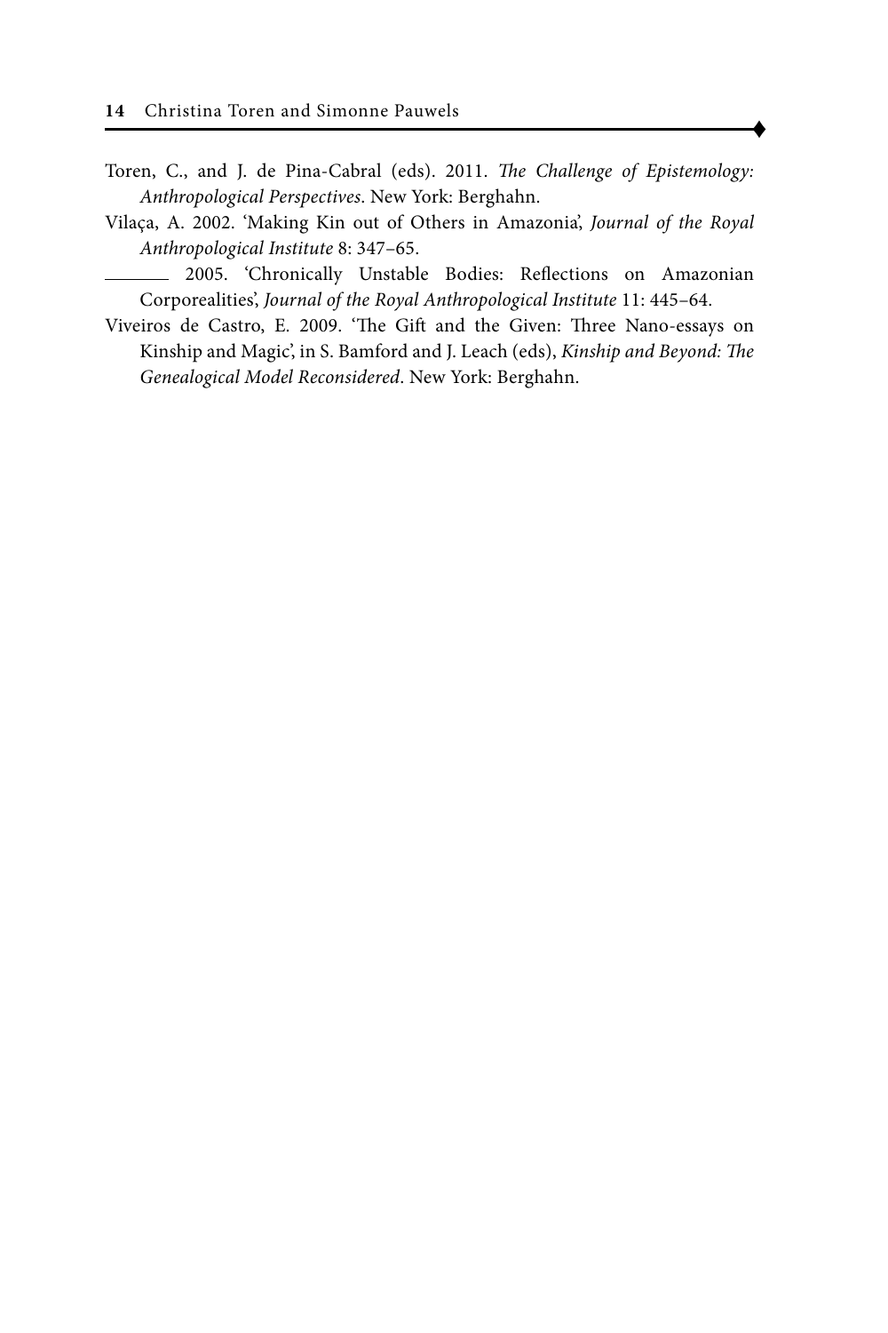Toren, C., and J. de Pina-Cabral (eds). 2011. *The Challenge of Epistemology: Anthropological Perspectives*. New York: Berghahn.

Vilaça, A. 2002. 'Making Kin out of Others in Amazonia', *Journal of the Royal Anthropological Institute* 8: 347–65.

——— 2005. 'Chronically Unstable Bodies: Reflections on Amazonian Corporealities', *Journal of the Royal Anthropological Institute* 11: 445–64.

Viveiros de Castro, E. 2009. 'The Gift and the Given: Three Nano-essays on Kinship and Magic', in S. Bamford and J. Leach (eds), *Kinship and Beyond: The Genealogical Model Reconsidered*. New York: Berghahn.